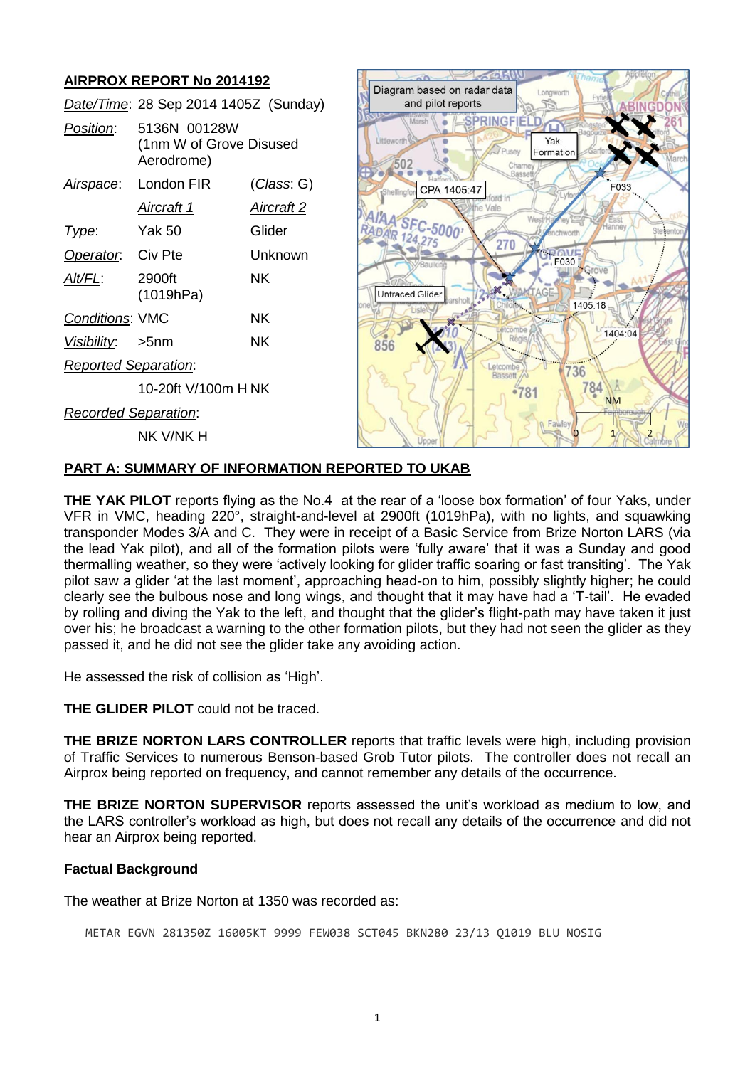## AIRPROX REPORT No 2014192

| | | |
|---|---|---|
| *Date/Time*: | 28 Sep 2014 1405Z (Sunday) | |
| *Position*: | 5136N 00128W (1nm W of Grove Disused Aerodrome) | |
| *Airspace*: | London FIR | (*Class*: G) |
| | *Aircraft 1* | *Aircraft 2* |
| *Type*: | Yak 50 | Glider |
| *Operator*: | Civ Pte | Unknown |
| *Alt/FL*: | 2900ft (1019hPa) | NK |
| *Conditions*: | VMC | NK |
| *Visibility*: | >5nm | NK |
| *Reported Separation*: | | |
| | 10-20ft V/100m H | NK |
| *Recorded Separation*: | | |
| | NK V/NK H | |

Diagram based on radar data and pilot reports

## PART A: SUMMARY OF INFORMATION REPORTED TO UKAB

**THE YAK PILOT** reports flying as the No.4 at the rear of a 'loose box formation' of four Yaks, under VFR in VMC, heading 220°, straight-and-level at 2900ft (1019hPa), with no lights, and squawking transponder Modes 3/A and C. They were in receipt of a Basic Service from Brize Norton LARS (via the lead Yak pilot), and all of the formation pilots were 'fully aware' that it was a Sunday and good thermalling weather, so they were 'actively looking for glider traffic soaring or fast transiting'. The Yak pilot saw a glider 'at the last moment', approaching head-on to him, possibly slightly higher; he could clearly see the bulbous nose and long wings, and thought that it may have had a 'T-tail'. He evaded by rolling and diving the Yak to the left, and thought that the glider's flight-path may have taken it just over his; he broadcast a warning to the other formation pilots, but they had not seen the glider as they passed it, and he did not see the glider take any avoiding action.

He assessed the risk of collision as 'High'.

**THE GLIDER PILOT** could not be traced.

**THE BRIZE NORTON LARS CONTROLLER** reports that traffic levels were high, including provision of Traffic Services to numerous Benson-based Grob Tutor pilots. The controller does not recall an Airprox being reported on frequency, and cannot remember any details of the occurrence.

**THE BRIZE NORTON SUPERVISOR** reports assessed the unit's workload as medium to low, and the LARS controller's workload as high, but does not recall any details of the occurrence and did not hear an Airprox being reported.

### Factual Background

The weather at Brize Norton at 1350 was recorded as:

```
METAR EGVN 281350Z 16005KT 9999 FEW038 SCT045 BKN280 23/13 Q1019 BLU NOSIG
```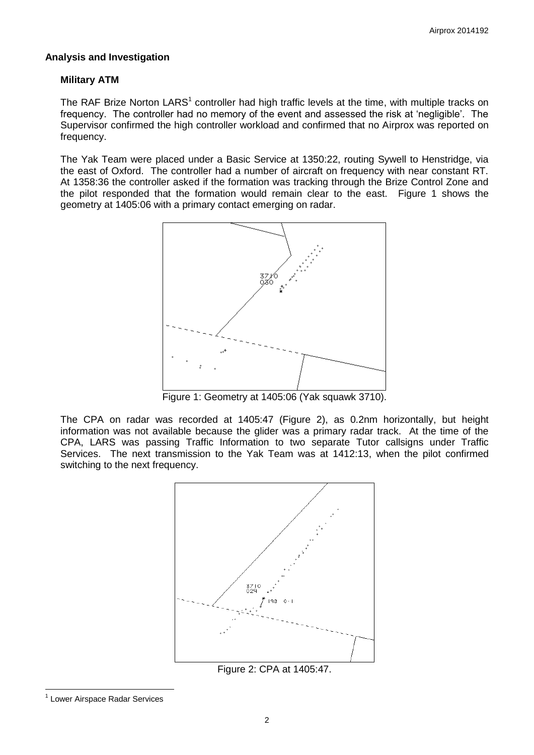## Analysis and Investigation

### Military ATM

The RAF Brize Norton LARS[1] controller had high traffic levels at the time, with multiple tracks on frequency. The controller had no memory of the event and assessed the risk at 'negligible'. The Supervisor confirmed the high controller workload and confirmed that no Airprox was reported on frequency.

The Yak Team were placed under a Basic Service at 1350:22, routing Sywell to Henstridge, via the east of Oxford. The controller had a number of aircraft on frequency with near constant RT. At 1358:36 the controller asked if the formation was tracking through the Brize Control Zone and the pilot responded that the formation would remain clear to the east. Figure 1 shows the geometry at 1405:06 with a primary contact emerging on radar.

Figure 1: Geometry at 1405:06 (Yak squawk 3710).

The CPA on radar was recorded at 1405:47 (Figure 2), as 0.2nm horizontally, but height information was not available because the glider was a primary radar track. At the time of the CPA, LARS was passing Traffic Information to two separate Tutor callsigns under Traffic Services. The next transmission to the Yak Team was at 1412:13, when the pilot confirmed switching to the next frequency.

Figure 2: CPA at 1405:47.

[1] Lower Airspace Radar Services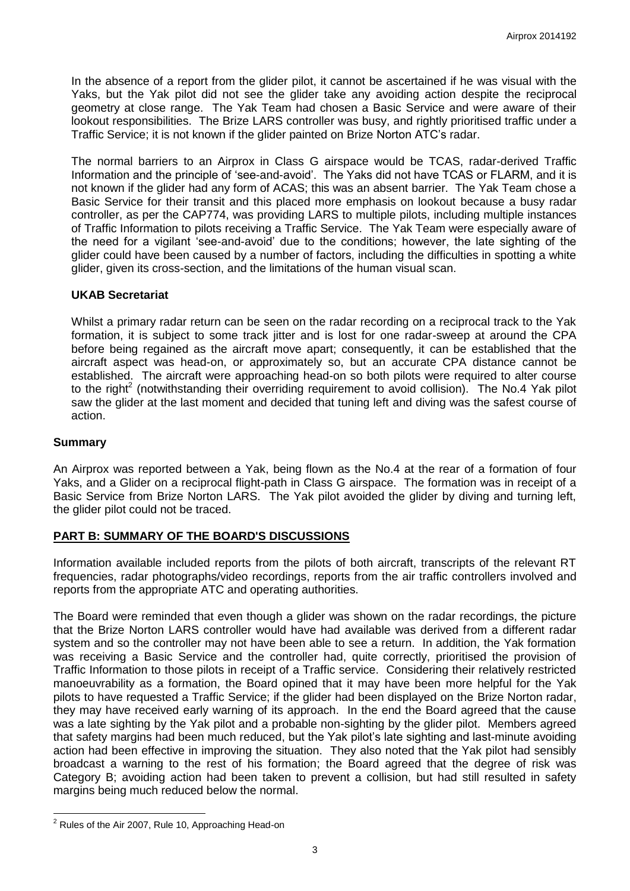In the absence of a report from the glider pilot, it cannot be ascertained if he was visual with the Yaks, but the Yak pilot did not see the glider take any avoiding action despite the reciprocal geometry at close range. The Yak Team had chosen a Basic Service and were aware of their lookout responsibilities. The Brize LARS controller was busy, and rightly prioritised traffic under a Traffic Service; it is not known if the glider painted on Brize Norton ATC's radar.

The normal barriers to an Airprox in Class G airspace would be TCAS, radar-derived Traffic Information and the principle of 'see-and-avoid'. The Yaks did not have TCAS or FLARM, and it is not known if the glider had any form of ACAS; this was an absent barrier. The Yak Team chose a Basic Service for their transit and this placed more emphasis on lookout because a busy radar controller, as per the CAP774, was providing LARS to multiple pilots, including multiple instances of Traffic Information to pilots receiving a Traffic Service. The Yak Team were especially aware of the need for a vigilant 'see-and-avoid' due to the conditions; however, the late sighting of the glider could have been caused by a number of factors, including the difficulties in spotting a white glider, given its cross-section, and the limitations of the human visual scan.

### UKAB Secretariat

Whilst a primary radar return can be seen on the radar recording on a reciprocal track to the Yak formation, it is subject to some track jitter and is lost for one radar-sweep at around the CPA before being regained as the aircraft move apart; consequently, it can be established that the aircraft aspect was head-on, or approximately so, but an accurate CPA distance cannot be established. The aircraft were approaching head-on so both pilots were required to alter course to the right[2] (notwithstanding their overriding requirement to avoid collision). The No.4 Yak pilot saw the glider at the last moment and decided that tuning left and diving was the safest course of action.

## Summary

An Airprox was reported between a Yak, being flown as the No.4 at the rear of a formation of four Yaks, and a Glider on a reciprocal flight-path in Class G airspace. The formation was in receipt of a Basic Service from Brize Norton LARS. The Yak pilot avoided the glider by diving and turning left, the glider pilot could not be traced.

## PART B: SUMMARY OF THE BOARD'S DISCUSSIONS

Information available included reports from the pilots of both aircraft, transcripts of the relevant RT frequencies, radar photographs/video recordings, reports from the air traffic controllers involved and reports from the appropriate ATC and operating authorities.

The Board were reminded that even though a glider was shown on the radar recordings, the picture that the Brize Norton LARS controller would have had available was derived from a different radar system and so the controller may not have been able to see a return. In addition, the Yak formation was receiving a Basic Service and the controller had, quite correctly, prioritised the provision of Traffic Information to those pilots in receipt of a Traffic service. Considering their relatively restricted manoeuvrability as a formation, the Board opined that it may have been more helpful for the Yak pilots to have requested a Traffic Service; if the glider had been displayed on the Brize Norton radar, they may have received early warning of its approach. In the end the Board agreed that the cause was a late sighting by the Yak pilot and a probable non-sighting by the glider pilot. Members agreed that safety margins had been much reduced, but the Yak pilot's late sighting and last-minute avoiding action had been effective in improving the situation. They also noted that the Yak pilot had sensibly broadcast a warning to the rest of his formation; the Board agreed that the degree of risk was Category B; avoiding action had been taken to prevent a collision, but had still resulted in safety margins being much reduced below the normal.

[2] Rules of the Air 2007, Rule 10, Approaching Head-on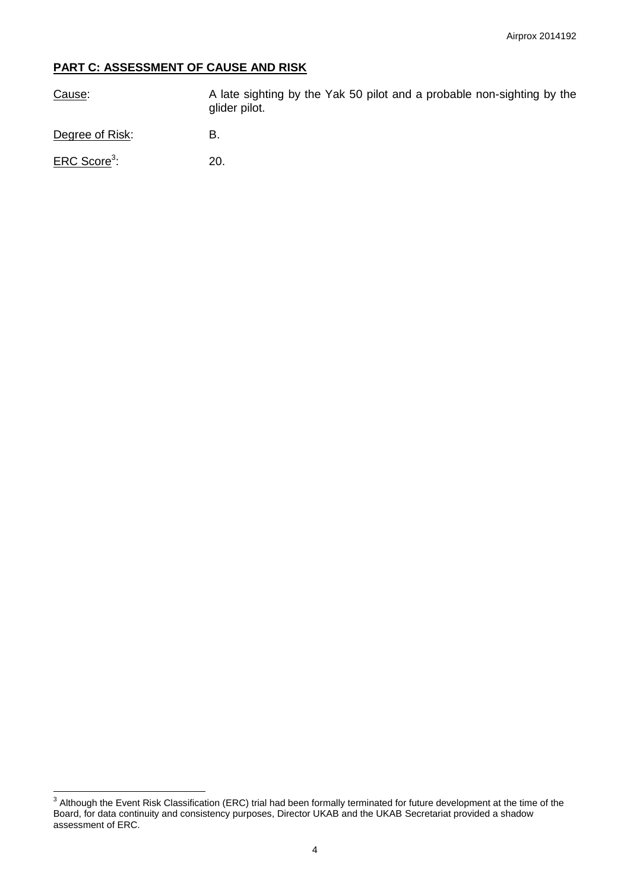**PART C: ASSESSMENT OF CAUSE AND RISK**

Cause: A late sighting by the Yak 50 pilot and a probable non-sighting by the glider pilot.

Degree of Risk: B.

ERC Score[3]: 20.

[3] Although the Event Risk Classification (ERC) trial had been formally terminated for future development at the time of the Board, for data continuity and consistency purposes, Director UKAB and the UKAB Secretariat provided a shadow assessment of ERC.